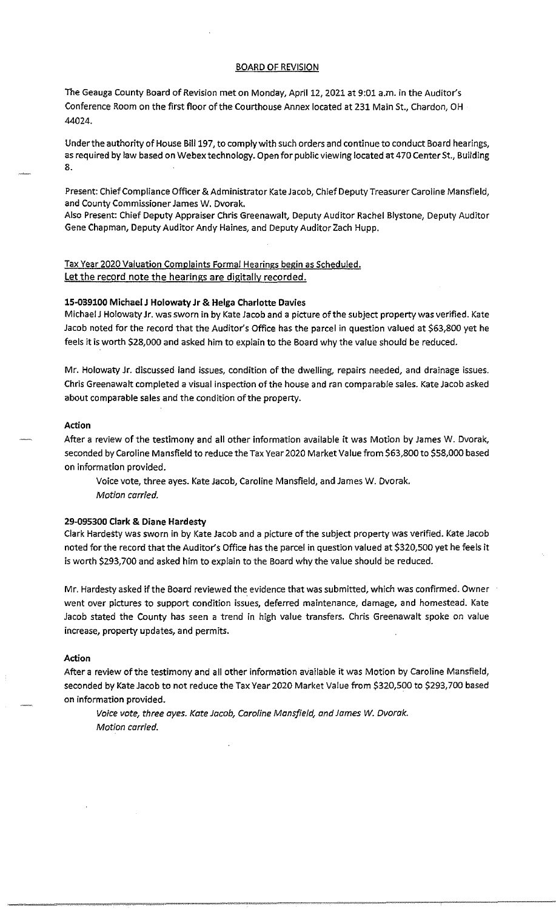## BOARD OF REVISION

The Geauga County Board of Revision met on Monday, April 12, 2021 at 9:01 a.m. in the Auditor's Conference Room on the first floor of the Courthouse Annex located at 231 Main St., Chardon, OH 44024.

Under the authority of House Bill 197, to comply with such orders and continue to conduct Board hearings, as required by law based on Webex technology. Open for public viewing located at 470 Center St., Building 8.

Present: Chief Compliance Officer & Administrator Kate Jacob, Chief Deputy Treasurer Caroline Mansfield, and County Commissioner James W. Dvorak.
Also Present: Chief Deputy Appraiser Chris Greenawalt, Deputy Auditor Rachel Blystone, Deputy Auditor Gene Chapman, Deputy Auditor Andy Haines, and Deputy Auditor Zach Hupp.

Tax Year 2020 Valuation Complaints Formal Hearings begin as Scheduled.
Let the record note the hearings are digitally recorded.

**15-039100 Michael J Holowaty Jr & Helga Charlotte Davies**
Michael J Holowaty Jr. was sworn in by Kate Jacob and a picture of the subject property was verified. Kate Jacob noted for the record that the Auditor's Office has the parcel in question valued at $63,800 yet he feels it is worth $28,000 and asked him to explain to the Board why the value should be reduced.

Mr. Holowaty Jr. discussed land issues, condition of the dwelling, repairs needed, and drainage issues. Chris Greenawalt completed a visual inspection of the house and ran comparable sales. Kate Jacob asked about comparable sales and the condition of the property.

**Action**
After a review of the testimony and all other information available it was Motion by James W. Dvorak, seconded by Caroline Mansfield to reduce the Tax Year 2020 Market Value from $63,800 to $58,000 based on information provided.

Voice vote, three ayes. Kate Jacob, Caroline Mansfield, and James W. Dvorak.
*Motion carried.*

**29-095300 Clark & Diane Hardesty**
Clark Hardesty was sworn in by Kate Jacob and a picture of the subject property was verified. Kate Jacob noted for the record that the Auditor's Office has the parcel in question valued at $320,500 yet he feels it is worth $293,700 and asked him to explain to the Board why the value should be reduced.

Mr. Hardesty asked if the Board reviewed the evidence that was submitted, which was confirmed. Owner went over pictures to support condition issues, deferred maintenance, damage, and homestead. Kate Jacob stated the County has seen a trend in high value transfers. Chris Greenawalt spoke on value increase, property updates, and permits.

**Action**
After a review of the testimony and all other information available it was Motion by Caroline Mansfield, seconded by Kate Jacob to not reduce the Tax Year 2020 Market Value from $320,500 to $293,700 based on information provided.

*Voice vote, three ayes. Kate Jacob, Caroline Mansfield, and James W. Dvorak.*
*Motion carried.*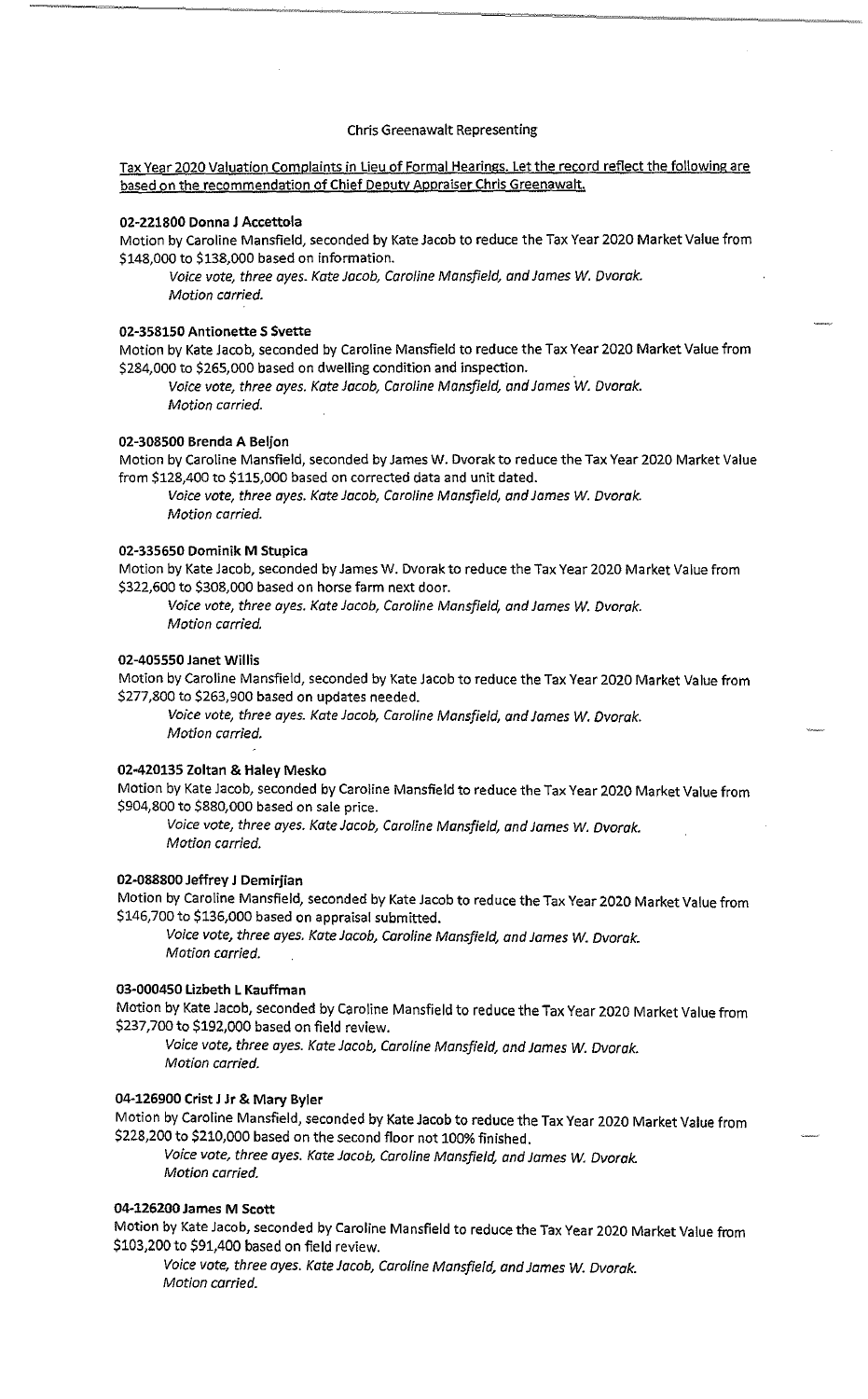Chris Greenawalt Representing

Tax Year 2020 Valuation Complaints in Lieu of Formal Hearings. Let the record reflect the following are based on the recommendation of Chief Deputy Appraiser Chris Greenawalt.

**02-221800 Donna J Accettola**

Motion by Caroline Mansfield, seconded by Kate Jacob to reduce the Tax Year 2020 Market Value from $148,000 to $138,000 based on information.

*Voice vote, three ayes. Kate Jacob, Caroline Mansfield, and James W. Dvorak.*
*Motion carried.*

**02-358150 Antionette S Svette**

Motion by Kate Jacob, seconded by Caroline Mansfield to reduce the Tax Year 2020 Market Value from $284,000 to $265,000 based on dwelling condition and inspection.

*Voice vote, three ayes. Kate Jacob, Caroline Mansfield, and James W. Dvorak.*
*Motion carried.*

**02-308500 Brenda A Beljon**

Motion by Caroline Mansfield, seconded by James W. Dvorak to reduce the Tax Year 2020 Market Value from $128,400 to $115,000 based on corrected data and unit dated.

*Voice vote, three ayes. Kate Jacob, Caroline Mansfield, and James W. Dvorak.*
*Motion carried.*

**02-335650 Dominik M Stupica**

Motion by Kate Jacob, seconded by James W. Dvorak to reduce the Tax Year 2020 Market Value from $322,600 to $308,000 based on horse farm next door.

*Voice vote, three ayes. Kate Jacob, Caroline Mansfield, and James W. Dvorak.*
*Motion carried.*

**02-405550 Janet Willis**

Motion by Caroline Mansfield, seconded by Kate Jacob to reduce the Tax Year 2020 Market Value from $277,800 to $263,900 based on updates needed.

*Voice vote, three ayes. Kate Jacob, Caroline Mansfield, and James W. Dvorak.*
*Motion carried.*

**02-420135 Zoltan & Haley Mesko**

Motion by Kate Jacob, seconded by Caroline Mansfield to reduce the Tax Year 2020 Market Value from $904,800 to $880,000 based on sale price.

*Voice vote, three ayes. Kate Jacob, Caroline Mansfield, and James W. Dvorak.*
*Motion carried.*

**02-088800 Jeffrey J Demirjian**

Motion by Caroline Mansfield, seconded by Kate Jacob to reduce the Tax Year 2020 Market Value from $146,700 to $136,000 based on appraisal submitted.

*Voice vote, three ayes. Kate Jacob, Caroline Mansfield, and James W. Dvorak.*
*Motion carried.*

**03-000450 Lizbeth L Kauffman**

Motion by Kate Jacob, seconded by Caroline Mansfield to reduce the Tax Year 2020 Market Value from $237,700 to $192,000 based on field review.

*Voice vote, three ayes. Kate Jacob, Caroline Mansfield, and James W. Dvorak.*
*Motion carried.*

**04-126900 Crist J Jr & Mary Byler**

Motion by Caroline Mansfield, seconded by Kate Jacob to reduce the Tax Year 2020 Market Value from $228,200 to $210,000 based on the second floor not 100% finished.

*Voice vote, three ayes. Kate Jacob, Caroline Mansfield, and James W. Dvorak.*
*Motion carried.*

**04-126200 James M Scott**

Motion by Kate Jacob, seconded by Caroline Mansfield to reduce the Tax Year 2020 Market Value from $103,200 to $91,400 based on field review.

*Voice vote, three ayes. Kate Jacob, Caroline Mansfield, and James W. Dvorak.*
*Motion carried.*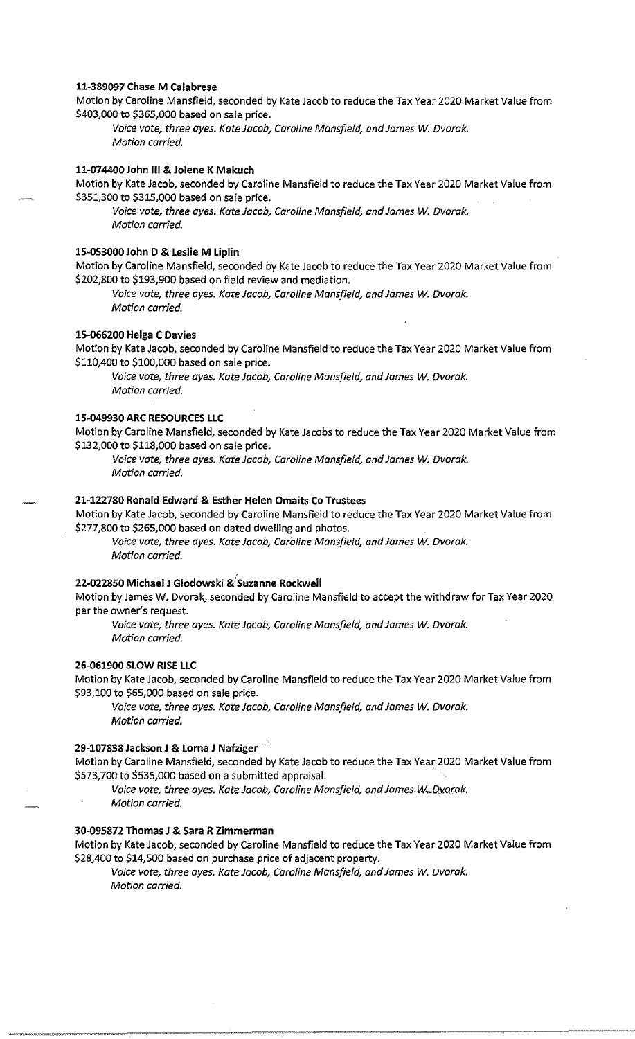**11-389097 Chase M Calabrese**

Motion by Caroline Mansfield, seconded by Kate Jacob to reduce the Tax Year 2020 Market Value from $403,000 to $365,000 based on sale price.

*Voice vote, three ayes. Kate Jacob, Caroline Mansfield, and James W. Dvorak.*
*Motion carried.*

**11-074400 John III & Jolene K Makuch**

Motion by Kate Jacob, seconded by Caroline Mansfield to reduce the Tax Year 2020 Market Value from $351,300 to $315,000 based on sale price.

*Voice vote, three ayes. Kate Jacob, Caroline Mansfield, and James W. Dvorak.*
*Motion carried.*

**15-053000 John D & Leslie M Liplin**

Motion by Caroline Mansfield, seconded by Kate Jacob to reduce the Tax Year 2020 Market Value from $202,800 to $193,900 based on field review and mediation.

*Voice vote, three ayes. Kate Jacob, Caroline Mansfield, and James W. Dvorak.*
*Motion carried.*

**15-066200 Helga C Davies**

Motion by Kate Jacob, seconded by Caroline Mansfield to reduce the Tax Year 2020 Market Value from $110,400 to $100,000 based on sale price.

*Voice vote, three ayes. Kate Jacob, Caroline Mansfield, and James W. Dvorak.*
*Motion carried.*

**15-049930 ARC RESOURCES LLC**

Motion by Caroline Mansfield, seconded by Kate Jacobs to reduce the Tax Year 2020 Market Value from $132,000 to $118,000 based on sale price.

*Voice vote, three ayes. Kate Jacob, Caroline Mansfield, and James W. Dvorak.*
*Motion carried.*

**21-122780 Ronald Edward & Esther Helen Omaits Co Trustees**

Motion by Kate Jacob, seconded by Caroline Mansfield to reduce the Tax Year 2020 Market Value from $277,800 to $265,000 based on dated dwelling and photos.

*Voice vote, three ayes. Kate Jacob, Caroline Mansfield, and James W. Dvorak.*
*Motion carried.*

**22-022850 Michael J Glodowski & Suzanne Rockwell**

Motion by James W. Dvorak, seconded by Caroline Mansfield to accept the withdraw for Tax Year 2020 per the owner's request.

*Voice vote, three ayes. Kate Jacob, Caroline Mansfield, and James W. Dvorak.*
*Motion carried.*

**26-061900 SLOW RISE LLC**

Motion by Kate Jacob, seconded by Caroline Mansfield to reduce the Tax Year 2020 Market Value from $93,100 to $65,000 based on sale price.

*Voice vote, three ayes. Kate Jacob, Caroline Mansfield, and James W. Dvorak.*
*Motion carried.*

**29-107838 Jackson J & Lorna J Nafziger**

Motion by Caroline Mansfield, seconded by Kate Jacob to reduce the Tax Year 2020 Market Value from $573,700 to $535,000 based on a submitted appraisal.

*Voice vote, three ayes. Kate Jacob, Caroline Mansfield, and James W. Dvorak.*
*Motion carried.*

**30-095872 Thomas J & Sara R Zimmerman**

Motion by Kate Jacob, seconded by Caroline Mansfield to reduce the Tax Year 2020 Market Value from $28,400 to $14,500 based on purchase price of adjacent property.

*Voice vote, three ayes. Kate Jacob, Caroline Mansfield, and James W. Dvorak.*
*Motion carried.*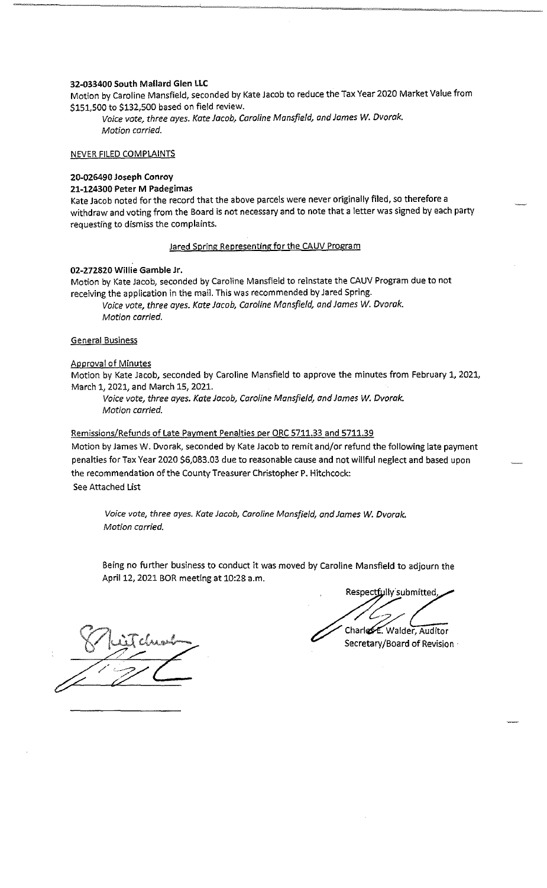**32-033400 South Mallard Glen LLC**

Motion by Caroline Mansfield, seconded by Kate Jacob to reduce the Tax Year 2020 Market Value from $151,500 to $132,500 based on field review.

*Voice vote, three ayes. Kate Jacob, Caroline Mansfield, and James W. Dvorak.*
*Motion carried.*

NEVER FILED COMPLAINTS

**20-026490 Joseph Conroy**
**21-124300 Peter M Padegimas**

Kate Jacob noted for the record that the above parcels were never originally filed, so therefore a withdraw and voting from the Board is not necessary and to note that a letter was signed by each party requesting to dismiss the complaints.

Jared Spring Representing for the CAUV Program

**02-272820 Willie Gamble Jr.**

Motion by Kate Jacob, seconded by Caroline Mansfield to reinstate the CAUV Program due to not receiving the application in the mail. This was recommended by Jared Spring.

*Voice vote, three ayes. Kate Jacob, Caroline Mansfield, and James W. Dvorak.*
*Motion carried.*

General Business

Approval of Minutes

Motion by Kate Jacob, seconded by Caroline Mansfield to approve the minutes from February 1, 2021, March 1, 2021, and March 15, 2021.

*Voice vote, three ayes. Kate Jacob, Caroline Mansfield, and James W. Dvorak.*
*Motion carried.*

Remissions/Refunds of Late Payment Penalties per ORC 5711.33 and 5711.39

Motion by James W. Dvorak, seconded by Kate Jacob to remit and/or refund the following late payment penalties for Tax Year 2020 $6,083.03 due to reasonable cause and not willful neglect and based upon the recommendation of the County Treasurer Christopher P. Hitchcock:
See Attached List

*Voice vote, three ayes. Kate Jacob, Caroline Mansfield, and James W. Dvorak.*
*Motion carried.*

Being no further business to conduct it was moved by Caroline Mansfield to adjourn the April 12, 2021 BOR meeting at 10:28 a.m.

Respectfully submitted,

Charles E. Walder, Auditor
Secretary/Board of Revision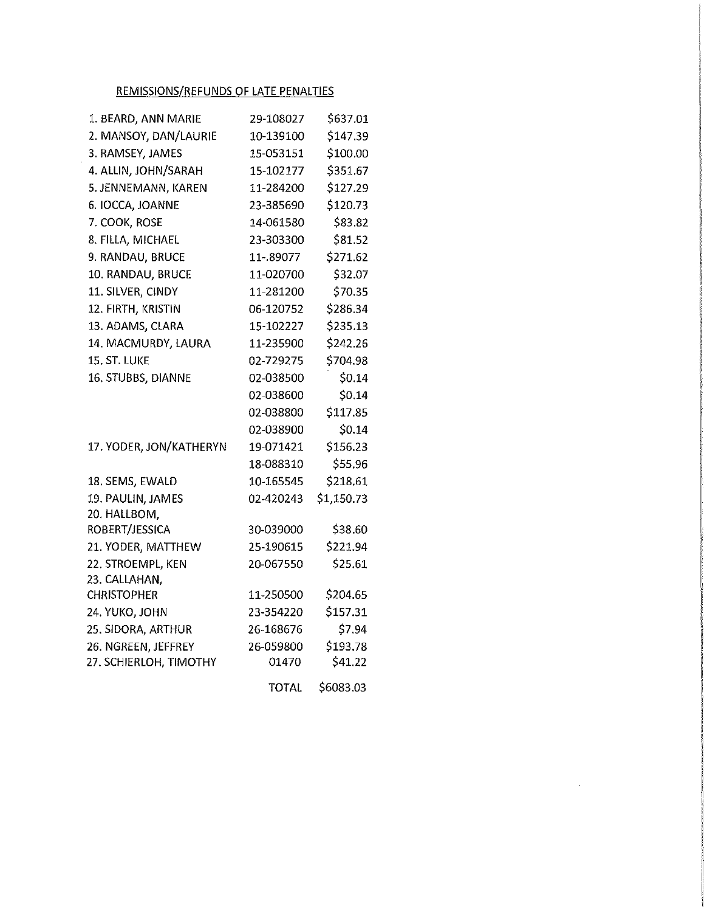## REMISSIONS/REFUNDS OF LATE PENALTIES

| | | |
|---|---|---|
| 1. BEARD, ANN MARIE | 29-108027 | $637.01 |
| 2. MANSOY, DAN/LAURIE | 10-139100 | $147.39 |
| 3. RAMSEY, JAMES | 15-053151 | $100.00 |
| 4. ALLIN, JOHN/SARAH | 15-102177 | $351.67 |
| 5. JENNEMANN, KAREN | 11-284200 | $127.29 |
| 6. IOCCA, JOANNE | 23-385690 | $120.73 |
| 7. COOK, ROSE | 14-061580 | $83.82 |
| 8. FILLA, MICHAEL | 23-303300 | $81.52 |
| 9. RANDAU, BRUCE | 11-.89077 | $271.62 |
| 10. RANDAU, BRUCE | 11-020700 | $32.07 |
| 11. SILVER, CINDY | 11-281200 | $70.35 |
| 12. FIRTH, KRISTIN | 06-120752 | $286.34 |
| 13. ADAMS, CLARA | 15-102227 | $235.13 |
| 14. MACMURDY, LAURA | 11-235900 | $242.26 |
| 15. ST. LUKE | 02-729275 | $704.98 |
| 16. STUBBS, DIANNE | 02-038500 | $0.14 |
| | 02-038600 | $0.14 |
| | 02-038800 | $117.85 |
| | 02-038900 | $0.14 |
| 17. YODER, JON/KATHERYN | 19-071421 | $156.23 |
| | 18-088310 | $55.96 |
| 18. SEMS, EWALD | 10-165545 | $218.61 |
| 19. PAULIN, JAMES | 02-420243 | $1,150.73 |
| 20. HALLBOM, ROBERT/JESSICA | 30-039000 | $38.60 |
| 21. YODER, MATTHEW | 25-190615 | $221.94 |
| 22. STROEMPL, KEN | 20-067550 | $25.61 |
| 23. CALLAHAN, CHRISTOPHER | 11-250500 | $204.65 |
| 24. YUKO, JOHN | 23-354220 | $157.31 |
| 25. SIDORA, ARTHUR | 26-168676 | $7.94 |
| 26. NGREEN, JEFFREY | 26-059800 | $193.78 |
| 27. SCHIERLOH, TIMOTHY | 01470 | $41.22 |
| | TOTAL | $6083.03 |